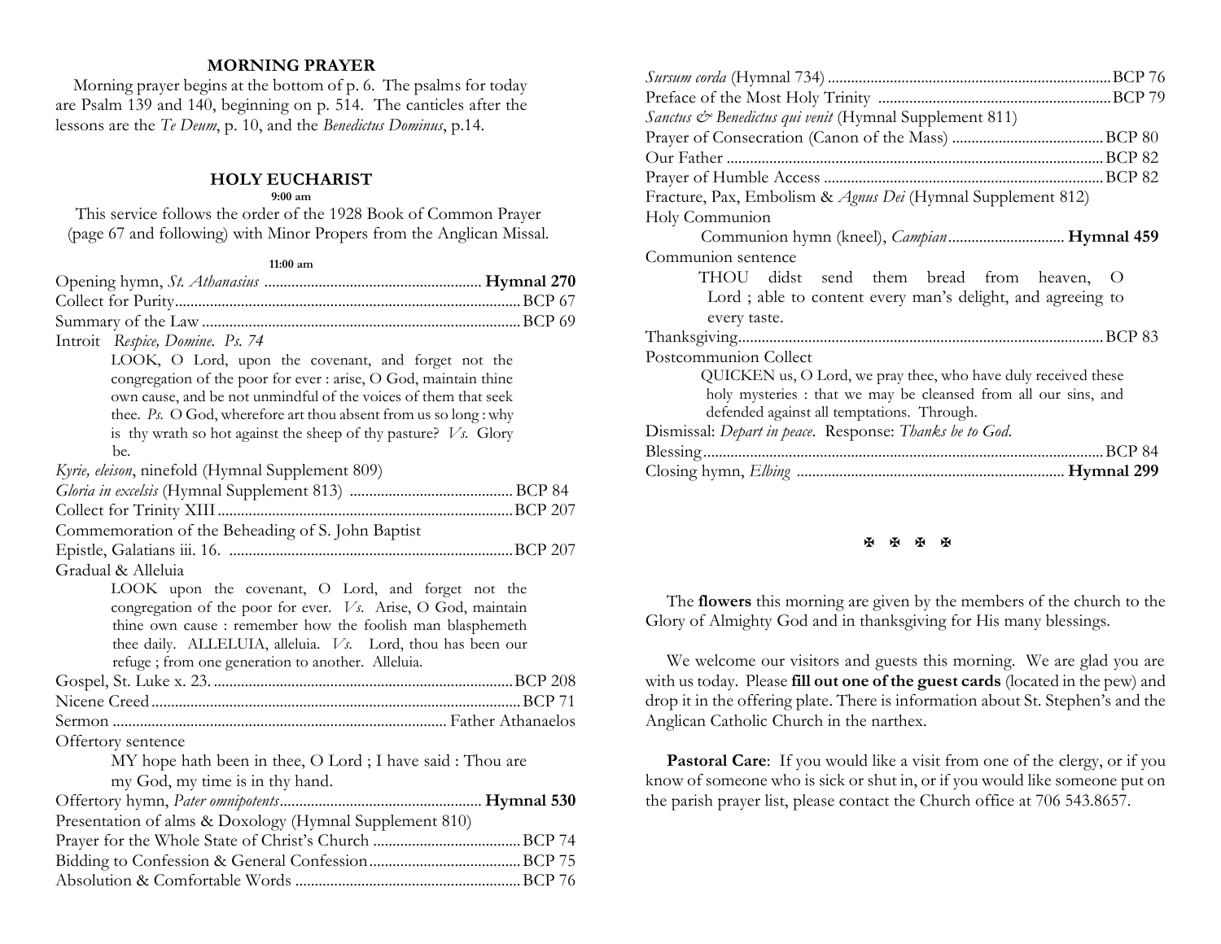## MORNING PRAYER

Morning prayer begins at the bottom of p. 6. The psalms for today are Psalm 139 and 140, beginning on p. 514. The canticles after the lessons are the *Te Deum*, p. 10, and the *Benedictus Dominus*, p.14.

## HOLY EUCHARIST

**9:00 am**

This service follows the order of the 1928 Book of Common Prayer (page 67 and following) with Minor Propers from the Anglican Missal.

**11:00 am**

Opening hymn, *St. Athanasius* ........................................................ **Hymnal 270**
Collect for Purity........................................................................................BCP 67
Summary of the Law ..................................................................................BCP 69
Introit *Respice, Domine. Ps. 74*

> LOOK, O Lord, upon the covenant, and forget not the congregation of the poor for ever : arise, O God, maintain thine own cause, and be not unmindful of the voices of them that seek thee. *Ps.* O God, wherefore art thou absent from us so long : why is thy wrath so hot against the sheep of thy pasture? *Vs.* Glory be.

*Kyrie, eleison*, ninefold (Hymnal Supplement 809)
*Gloria in excelsis* (Hymnal Supplement 813) .......................................... BCP 84
Collect for Trinity XIII ............................................................................BCP 207
Commemoration of the Beheading of S. John Baptist
Epistle, Galatians iii. 16. .........................................................................BCP 207
Gradual & Alleluia

> LOOK upon the covenant, O Lord, and forget not the congregation of the poor for ever. *Vs.* Arise, O God, maintain thine own cause : remember how the foolish man blasphemeth thee daily. ALLELUIA, alleluia. *Vs.* Lord, thou has been our refuge ; from one generation to another. Alleluia.

Gospel, St. Luke x. 23. .............................................................................BCP 208
Nicene Creed ..............................................................................................BCP 71
Sermon ..................................................................................... Father Athanaelos
Offertory sentence

> MY hope hath been in thee, O Lord ; I have said : Thou are my God, my time is in thy hand.

Offertory hymn, *Pater omnipotents* .................................................... **Hymnal 530**
Presentation of alms & Doxology (Hymnal Supplement 810)
Prayer for the Whole State of Christ's Church .......................................BCP 74
Bidding to Confession & General Confession........................................BCP 75
Absolution & Comfortable Words ...........................................................BCP 76
*Sursum corda* (Hymnal 734) ........................................................................BCP 76
Preface of the Most Holy Trinity ............................................................BCP 79
*Sanctus & Benedictus qui venit* (Hymnal Supplement 811)
Prayer of Consecration (Canon of the Mass) .......................................BCP 80
Our Father ...................................................................................................BCP 82
Prayer of Humble Access ........................................................................BCP 82
Fracture, Pax, Embolism & *Agnus Dei* (Hymnal Supplement 812)
Holy Communion

> Communion hymn (kneel), *Campian* .............................. **Hymnal 459**

Communion sentence

> THOU didst send them bread from heaven, O Lord ; able to content every man's delight, and agreeing to every taste.

Thanksgiving..............................................................................................BCP 83
Postcommunion Collect

> QUICKEN us, O Lord, we pray thee, who have duly received these holy mysteries : that we may be cleansed from all our sins, and defended against all temptations. Through.

Dismissal: *Depart in peace*. Response: *Thanks be to God*.
Blessing.......................................................................................................BCP 84
Closing hymn, *Elbing* ..................................................................... **Hymnal 299**

✠ ✠ ✠ ✠

The **flowers** this morning are given by the members of the church to the Glory of Almighty God and in thanksgiving for His many blessings.

We welcome our visitors and guests this morning. We are glad you are with us today. Please **fill out one of the guest cards** (located in the pew) and drop it in the offering plate. There is information about St. Stephen's and the Anglican Catholic Church in the narthex.

**Pastoral Care**: If you would like a visit from one of the clergy, or if you know of someone who is sick or shut in, or if you would like someone put on the parish prayer list, please contact the Church office at 706 543.8657.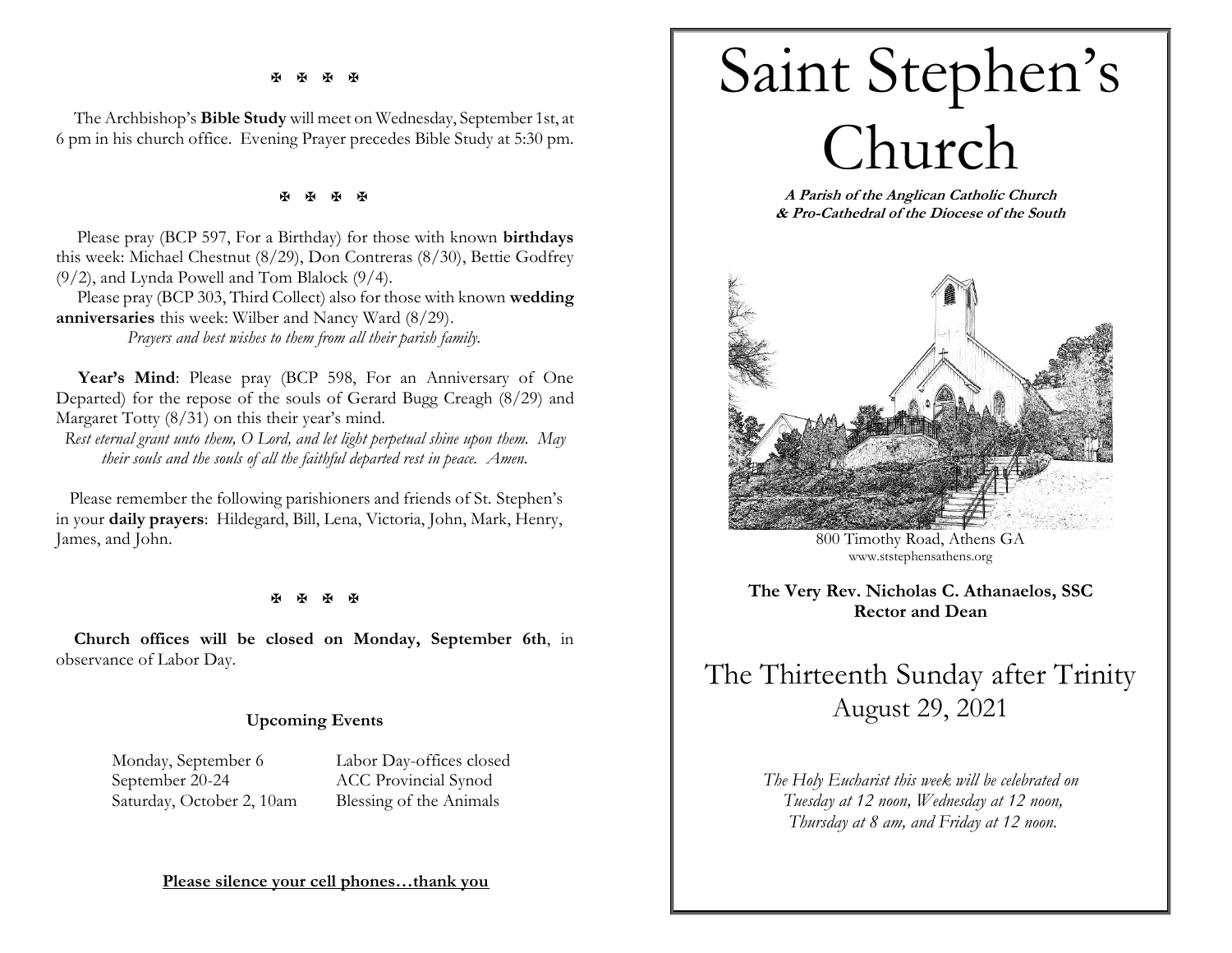✠ ✠ ✠ ✠

The Archbishop's **Bible Study** will meet on Wednesday, September 1st, at 6 pm in his church office. Evening Prayer precedes Bible Study at 5:30 pm.

✠ ✠ ✠ ✠

Please pray (BCP 597, For a Birthday) for those with known **birthdays** this week: Michael Chestnut (8/29), Don Contreras (8/30), Bettie Godfrey (9/2), and Lynda Powell and Tom Blalock (9/4).

Please pray (BCP 303, Third Collect) also for those with known **wedding anniversaries** this week: Wilber and Nancy Ward (8/29).

*Prayers and best wishes to them from all their parish family.*

**Year's Mind**: Please pray (BCP 598, For an Anniversary of One Departed) for the repose of the souls of Gerard Bugg Creagh (8/29) and Margaret Totty (8/31) on this their year's mind.

*Rest eternal grant unto them, O Lord, and let light perpetual shine upon them. May their souls and the souls of all the faithful departed rest in peace. Amen.*

Please remember the following parishioners and friends of St. Stephen's in your **daily prayers**: Hildegard, Bill, Lena, Victoria, John, Mark, Henry, James, and John.

✠ ✠ ✠ ✠

**Church offices will be closed on Monday, September 6th**, in observance of Labor Day.

**Upcoming Events**

| | |
|---|---|
| Monday, September 6 | Labor Day-offices closed |
| September 20-24 | ACC Provincial Synod |
| Saturday, October 2, 10am | Blessing of the Animals |

**Please silence your cell phones…thank you**

# Saint Stephen's Church

***A Parish of the Anglican Catholic Church & Pro-Cathedral of the Diocese of the South***

800 Timothy Road, Athens GA
www.ststephensathens.org

**The Very Rev. Nicholas C. Athanaelos, SSC**
**Rector and Dean**

## The Thirteenth Sunday after Trinity
August 29, 2021

*The Holy Eucharist this week will be celebrated on Tuesday at 12 noon, Wednesday at 12 noon, Thursday at 8 am, and Friday at 12 noon.*